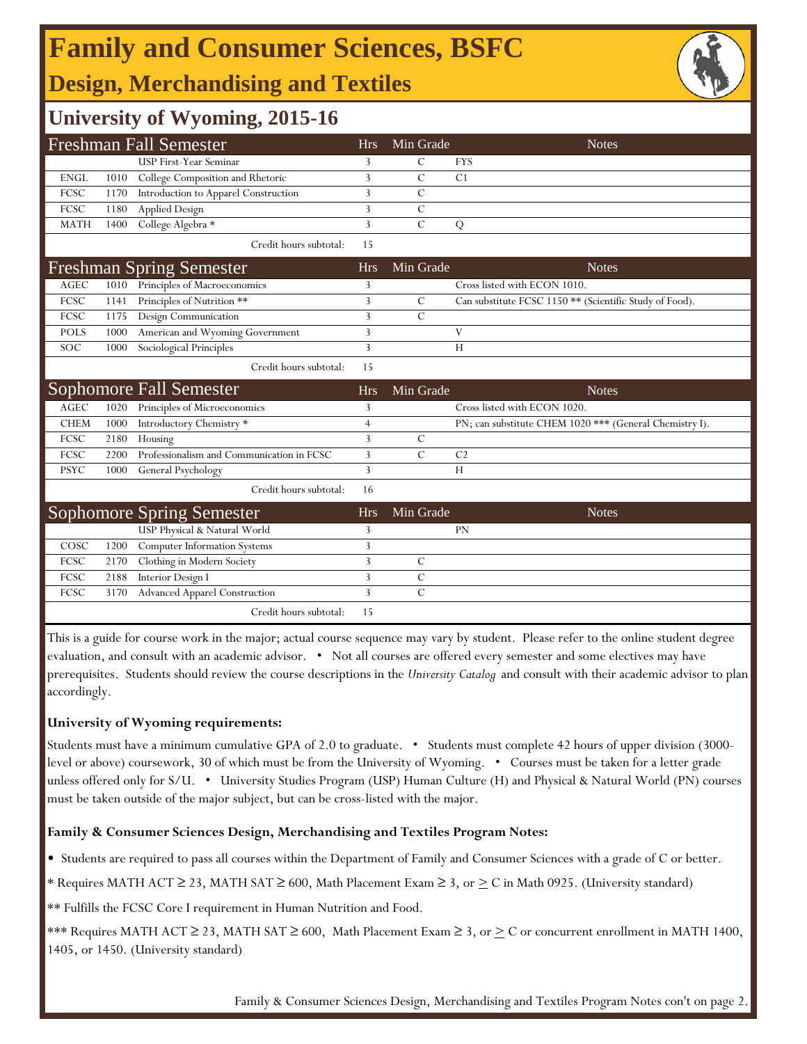# Family and Consumer Sciences, BSFC

## Design, Merchandising and Textiles

## University of Wyoming, 2015-16

| Freshman Fall Semester | | | Hrs | Min Grade | Notes |
|---|---|---|---|---|---|
| | | USP First-Year Seminar | 3 | C | FYS |
| ENGL | 1010 | College Composition and Rhetoric | 3 | C | C1 |
| FCSC | 1170 | Introduction to Apparel Construction | 3 | C | |
| FCSC | 1180 | Applied Design | 3 | C | |
| MATH | 1400 | College Algebra * | 3 | C | Q |
| | | Credit hours subtotal: | 15 | | |

| Freshman Spring Semester | | | Hrs | Min Grade | Notes |
|---|---|---|---|---|---|
| AGEC | 1010 | Principles of Macroeconomics | 3 | | Cross listed with ECON 1010. |
| FCSC | 1141 | Principles of Nutrition ** | 3 | C | Can substitute FCSC 1150 ** (Scientific Study of Food). |
| FCSC | 1175 | Design Communication | 3 | C | |
| POLS | 1000 | American and Wyoming Government | 3 | | V |
| SOC | 1000 | Sociological Principles | 3 | | H |
| | | Credit hours subtotal: | 15 | | |

| Sophomore Fall Semester | | | Hrs | Min Grade | Notes |
|---|---|---|---|---|---|
| AGEC | 1020 | Principles of Microeconomics | 3 | | Cross listed with ECON 1020. |
| CHEM | 1000 | Introductory Chemistry * | 4 | | PN; can substitute CHEM 1020 *** (General Chemistry I). |
| FCSC | 2180 | Housing | 3 | C | |
| FCSC | 2200 | Professionalism and Communication in FCSC | 3 | C | C2 |
| PSYC | 1000 | General Psychology | 3 | | H |
| | | Credit hours subtotal: | 16 | | |

| Sophomore Spring Semester | | | Hrs | Min Grade | Notes |
|---|---|---|---|---|---|
| | | USP Physical & Natural World | 3 | | PN |
| COSC | 1200 | Computer Information Systems | 3 | | |
| FCSC | 2170 | Clothing in Modern Society | 3 | C | |
| FCSC | 2188 | Interior Design I | 3 | C | |
| FCSC | 3170 | Advanced Apparel Construction | 3 | C | |
| | | Credit hours subtotal: | 15 | | |

This is a guide for course work in the major; actual course sequence may vary by student. Please refer to the online student degree evaluation, and consult with an academic advisor. • Not all courses are offered every semester and some electives may have prerequisites. Students should review the course descriptions in the *University Catalog* and consult with their academic advisor to plan accordingly.

**University of Wyoming requirements:**

Students must have a minimum cumulative GPA of 2.0 to graduate. • Students must complete 42 hours of upper division (3000-level or above) coursework, 30 of which must be from the University of Wyoming. • Courses must be taken for a letter grade unless offered only for S/U. • University Studies Program (USP) Human Culture (H) and Physical & Natural World (PN) courses must be taken outside of the major subject, but can be cross-listed with the major.

**Family & Consumer Sciences Design, Merchandising and Textiles Program Notes:**

- Students are required to pass all courses within the Department of Family and Consumer Sciences with a grade of C or better.

* Requires MATH ACT ≥ 23, MATH SAT ≥ 600, Math Placement Exam ≥ 3, or ≥ C in Math 0925. (University standard)

** Fulfills the FCSC Core I requirement in Human Nutrition and Food.

*** Requires MATH ACT ≥ 23, MATH SAT ≥ 600, Math Placement Exam ≥ 3, or ≥ C or concurrent enrollment in MATH 1400, 1405, or 1450. (University standard)

Family & Consumer Sciences Design, Merchandising and Textiles Program Notes con't on page 2.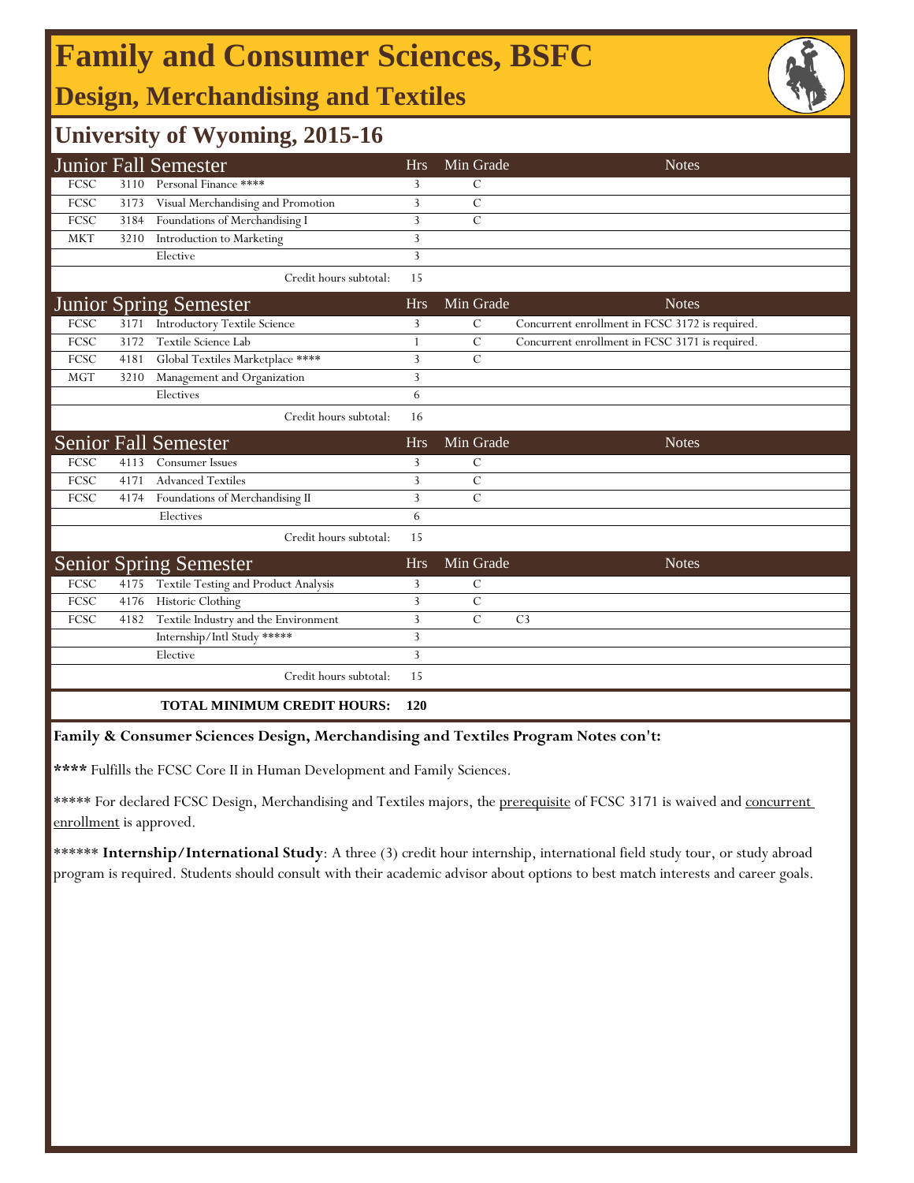# Family and Consumer Sciences, BSFC

## Design, Merchandising and Textiles

## University of Wyoming, 2015-16

| Junior Fall Semester | | | Hrs | Min Grade | Notes |
|---|---|---|---|---|---|
| FCSC | 3110 | Personal Finance **** | 3 | C | |
| FCSC | 3173 | Visual Merchandising and Promotion | 3 | C | |
| FCSC | 3184 | Foundations of Merchandising I | 3 | C | |
| MKT | 3210 | Introduction to Marketing | 3 | | |
| | | Elective | 3 | | |
| | | Credit hours subtotal: | 15 | | |

| Junior Spring Semester | | | Hrs | Min Grade | Notes |
|---|---|---|---|---|---|
| FCSC | 3171 | Introductory Textile Science | 3 | C | Concurrent enrollment in FCSC 3172 is required. |
| FCSC | 3172 | Textile Science Lab | 1 | C | Concurrent enrollment in FCSC 3171 is required. |
| FCSC | 4181 | Global Textiles Marketplace **** | 3 | C | |
| MGT | 3210 | Management and Organization | 3 | | |
| | | Electives | 6 | | |
| | | Credit hours subtotal: | 16 | | |

| Senior Fall Semester | | | Hrs | Min Grade | Notes |
|---|---|---|---|---|---|
| FCSC | 4113 | Consumer Issues | 3 | C | |
| FCSC | 4171 | Advanced Textiles | 3 | C | |
| FCSC | 4174 | Foundations of Merchandising II | 3 | C | |
| | | Electives | 6 | | |
| | | Credit hours subtotal: | 15 | | |

| Senior Spring Semester | | | Hrs | Min Grade | Notes |
|---|---|---|---|---|---|
| FCSC | 4175 | Textile Testing and Product Analysis | 3 | C | |
| FCSC | 4176 | Historic Clothing | 3 | C | |
| FCSC | 4182 | Textile Industry and the Environment | 3 | C | C3 |
| | | Internship/Intl Study ***** | 3 | | |
| | | Elective | 3 | | |
| | | Credit hours subtotal: | 15 | | |

**TOTAL MINIMUM CREDIT HOURS: 120**

**Family & Consumer Sciences Design, Merchandising and Textiles Program Notes con't:**

**\*\*\*\*** Fulfills the FCSC Core II in Human Development and Family Sciences.

***** For declared FCSC Design, Merchandising and Textiles majors, the prerequisite of FCSC 3171 is waived and concurrent enrollment is approved.

****** **Internship/International Study**: A three (3) credit hour internship, international field study tour, or study abroad program is required. Students should consult with their academic advisor about options to best match interests and career goals.